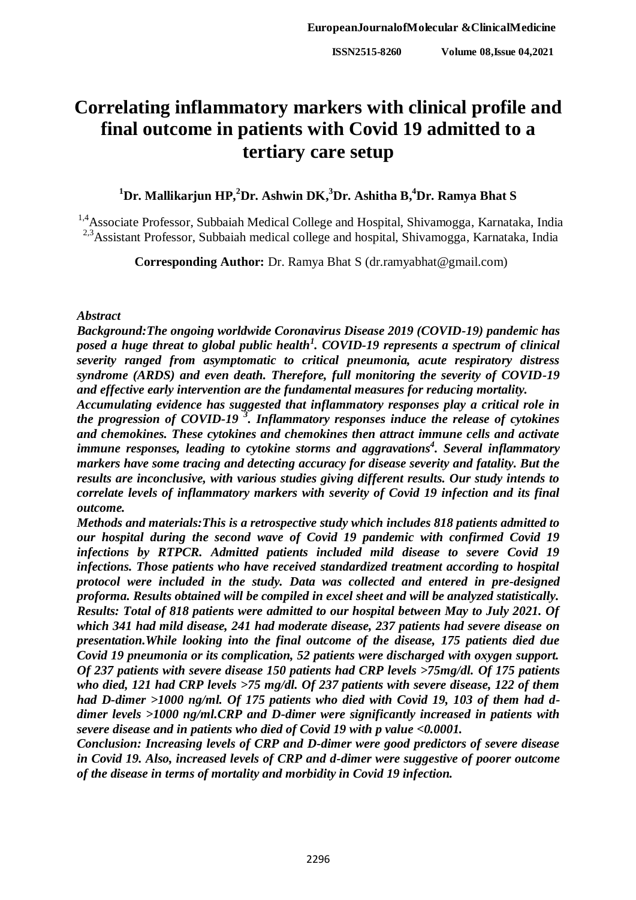# Correlating inflammatory markers with clinical profile and final outcome in patients with Covid 19 admitted to a tertiary care setup

**[1]Dr. Mallikarjun HP,[2]Dr. Ashwin DK,[3]Dr. Ashitha B,[4]Dr. Ramya Bhat S**

[1,4]Associate Professor, Subbaiah Medical College and Hospital, Shivamogga, Karnataka, India
[2,3]Assistant Professor, Subbaiah medical college and hospital, Shivamogga, Karnataka, India

**Corresponding Author:** Dr. Ramya Bhat S (dr.ramyabhat@gmail.com)

***Abstract***

***Background:The ongoing worldwide Coronavirus Disease 2019 (COVID-19) pandemic has posed a huge threat to global public health[1]. COVID-19 represents a spectrum of clinical severity ranged from asymptomatic to critical pneumonia, acute respiratory distress syndrome (ARDS) and even death. Therefore, full monitoring the severity of COVID-19 and effective early intervention are the fundamental measures for reducing mortality.***

***Accumulating evidence has suggested that inflammatory responses play a critical role in the progression of COVID-19 [3]. Inflammatory responses induce the release of cytokines and chemokines. These cytokines and chemokines then attract immune cells and activate immune responses, leading to cytokine storms and aggravations[4]. Several inflammatory markers have some tracing and detecting accuracy for disease severity and fatality. But the results are inconclusive, with various studies giving different results. Our study intends to correlate levels of inflammatory markers with severity of Covid 19 infection and its final outcome.***

***Methods and materials:This is a retrospective study which includes 818 patients admitted to our hospital during the second wave of Covid 19 pandemic with confirmed Covid 19 infections by RTPCR. Admitted patients included mild disease to severe Covid 19 infections. Those patients who have received standardized treatment according to hospital protocol were included in the study. Data was collected and entered in pre-designed proforma. Results obtained will be compiled in excel sheet and will be analyzed statistically.***

***Results: Total of 818 patients were admitted to our hospital between May to July 2021. Of which 341 had mild disease, 241 had moderate disease, 237 patients had severe disease on presentation.While looking into the final outcome of the disease, 175 patients died due Covid 19 pneumonia or its complication, 52 patients were discharged with oxygen support. Of 237 patients with severe disease 150 patients had CRP levels >75mg/dl. Of 175 patients who died, 121 had CRP levels >75 mg/dl. Of 237 patients with severe disease, 122 of them had D-dimer >1000 ng/ml. Of 175 patients who died with Covid 19, 103 of them had d-dimer levels >1000 ng/ml.CRP and D-dimer were significantly increased in patients with severe disease and in patients who died of Covid 19 with p value <0.0001.***

***Conclusion: Increasing levels of CRP and D-dimer were good predictors of severe disease in Covid 19. Also, increased levels of CRP and d-dimer were suggestive of poorer outcome of the disease in terms of mortality and morbidity in Covid 19 infection.***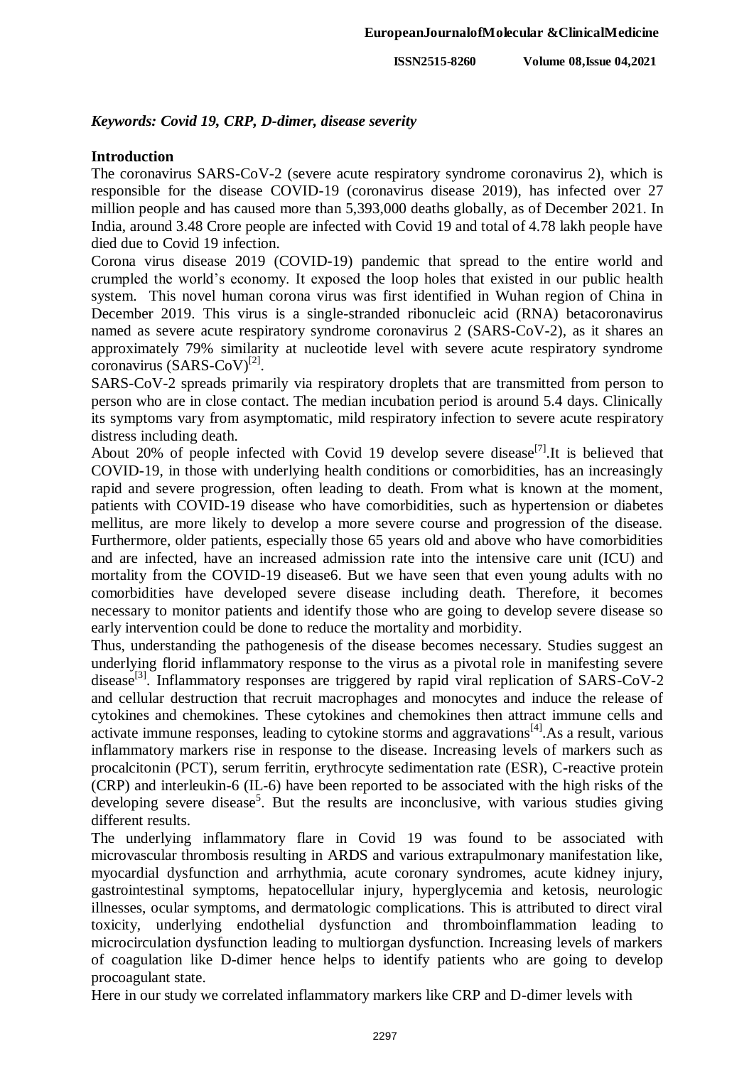*Keywords: Covid 19, CRP, D-dimer, disease severity*

## Introduction

The coronavirus SARS-CoV-2 (severe acute respiratory syndrome coronavirus 2), which is responsible for the disease COVID-19 (coronavirus disease 2019), has infected over 27 million people and has caused more than 5,393,000 deaths globally, as of December 2021. In India, around 3.48 Crore people are infected with Covid 19 and total of 4.78 lakh people have died due to Covid 19 infection.

Corona virus disease 2019 (COVID-19) pandemic that spread to the entire world and crumpled the world's economy. It exposed the loop holes that existed in our public health system. This novel human corona virus was first identified in Wuhan region of China in December 2019. This virus is a single-stranded ribonucleic acid (RNA) betacoronavirus named as severe acute respiratory syndrome coronavirus 2 (SARS-CoV-2), as it shares an approximately 79% similarity at nucleotide level with severe acute respiratory syndrome coronavirus (SARS-CoV)[2].

SARS-CoV-2 spreads primarily via respiratory droplets that are transmitted from person to person who are in close contact. The median incubation period is around 5.4 days. Clinically its symptoms vary from asymptomatic, mild respiratory infection to severe acute respiratory distress including death.

About 20% of people infected with Covid 19 develop severe disease[7].It is believed that COVID-19, in those with underlying health conditions or comorbidities, has an increasingly rapid and severe progression, often leading to death. From what is known at the moment, patients with COVID-19 disease who have comorbidities, such as hypertension or diabetes mellitus, are more likely to develop a more severe course and progression of the disease. Furthermore, older patients, especially those 65 years old and above who have comorbidities and are infected, have an increased admission rate into the intensive care unit (ICU) and mortality from the COVID-19 disease6. But we have seen that even young adults with no comorbidities have developed severe disease including death. Therefore, it becomes necessary to monitor patients and identify those who are going to develop severe disease so early intervention could be done to reduce the mortality and morbidity.

Thus, understanding the pathogenesis of the disease becomes necessary. Studies suggest an underlying florid inflammatory response to the virus as a pivotal role in manifesting severe disease[3]. Inflammatory responses are triggered by rapid viral replication of SARS-CoV-2 and cellular destruction that recruit macrophages and monocytes and induce the release of cytokines and chemokines. These cytokines and chemokines then attract immune cells and activate immune responses, leading to cytokine storms and aggravations[4].As a result, various inflammatory markers rise in response to the disease. Increasing levels of markers such as procalcitonin (PCT), serum ferritin, erythrocyte sedimentation rate (ESR), C-reactive protein (CRP) and interleukin-6 (IL-6) have been reported to be associated with the high risks of the developing severe disease[5]. But the results are inconclusive, with various studies giving different results.

The underlying inflammatory flare in Covid 19 was found to be associated with microvascular thrombosis resulting in ARDS and various extrapulmonary manifestation like, myocardial dysfunction and arrhythmia, acute coronary syndromes, acute kidney injury, gastrointestinal symptoms, hepatocellular injury, hyperglycemia and ketosis, neurologic illnesses, ocular symptoms, and dermatologic complications. This is attributed to direct viral toxicity, underlying endothelial dysfunction and thromboinflammation leading to microcirculation dysfunction leading to multiorgan dysfunction. Increasing levels of markers of coagulation like D-dimer hence helps to identify patients who are going to develop procoagulant state.

Here in our study we correlated inflammatory markers like CRP and D-dimer levels with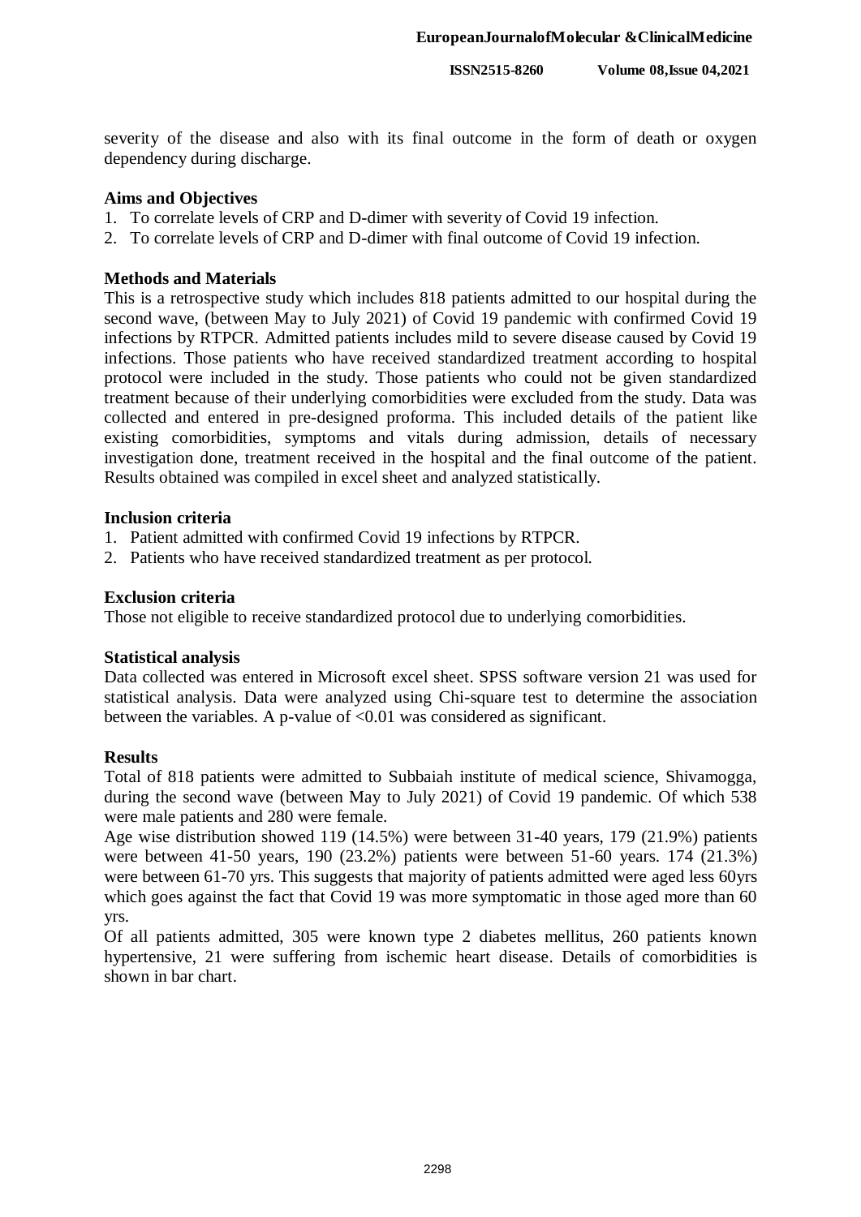severity of the disease and also with its final outcome in the form of death or oxygen dependency during discharge.

## Aims and Objectives

1. To correlate levels of CRP and D-dimer with severity of Covid 19 infection.
2. To correlate levels of CRP and D-dimer with final outcome of Covid 19 infection.

## Methods and Materials

This is a retrospective study which includes 818 patients admitted to our hospital during the second wave, (between May to July 2021) of Covid 19 pandemic with confirmed Covid 19 infections by RTPCR. Admitted patients includes mild to severe disease caused by Covid 19 infections. Those patients who have received standardized treatment according to hospital protocol were included in the study. Those patients who could not be given standardized treatment because of their underlying comorbidities were excluded from the study. Data was collected and entered in pre-designed proforma. This included details of the patient like existing comorbidities, symptoms and vitals during admission, details of necessary investigation done, treatment received in the hospital and the final outcome of the patient. Results obtained was compiled in excel sheet and analyzed statistically.

## Inclusion criteria

1. Patient admitted with confirmed Covid 19 infections by RTPCR.
2. Patients who have received standardized treatment as per protocol.

## Exclusion criteria

Those not eligible to receive standardized protocol due to underlying comorbidities.

## Statistical analysis

Data collected was entered in Microsoft excel sheet. SPSS software version 21 was used for statistical analysis. Data were analyzed using Chi-square test to determine the association between the variables. A p-value of $<0.01$ was considered as significant.

## Results

Total of 818 patients were admitted to Subbaiah institute of medical science, Shivamogga, during the second wave (between May to July 2021) of Covid 19 pandemic. Of which 538 were male patients and 280 were female.

Age wise distribution showed 119 (14.5%) were between 31-40 years, 179 (21.9%) patients were between 41-50 years, 190 (23.2%) patients were between 51-60 years. 174 (21.3%) were between 61-70 yrs. This suggests that majority of patients admitted were aged less 60yrs which goes against the fact that Covid 19 was more symptomatic in those aged more than 60 yrs.

Of all patients admitted, 305 were known type 2 diabetes mellitus, 260 patients known hypertensive, 21 were suffering from ischemic heart disease. Details of comorbidities is shown in bar chart.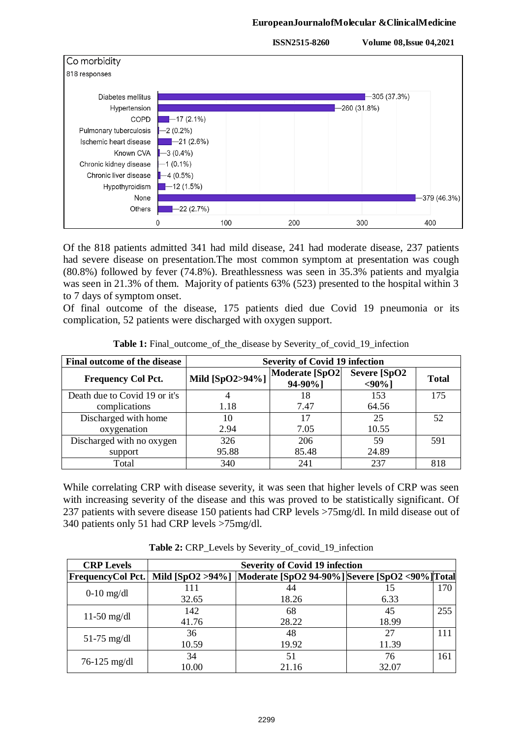Co morbidity

818 responses

| Co morbidity | Responses |
|---|---|
| Diabetes mellitus | 305 (37.3%) |
| Hypertension | 260 (31.8%) |
| COPD | 17 (2.1%) |
| Pulmonary tuberculosis | 2 (0.2%) |
| Ischemic heart disease | 21 (2.6%) |
| Known CVA | 3 (0.4%) |
| Chronic kidney disease | 1 (0.1%) |
| Chronic liver disease | 4 (0.5%) |
| Hypothyroidism | 12 (1.5%) |
| None | 379 (46.3%) |
| Others | 22 (2.7%) |

Of the 818 patients admitted 341 had mild disease, 241 had moderate disease, 237 patients had severe disease on presentation.The most common symptom at presentation was cough (80.8%) followed by fever (74.8%). Breathlessness was seen in 35.3% patients and myalgia was seen in 21.3% of them. Majority of patients 63% (523) presented to the hospital within 3 to 7 days of symptom onset.

Of final outcome of the disease, 175 patients died due Covid 19 pneumonia or its complication, 52 patients were discharged with oxygen support.

**Table 1:** Final_outcome_of_the_disease by Severity_of_covid_19_infection

| **Final outcome of the disease** | **Severity of Covid 19 infection** | | | |
|---|---|---|---|---|
| **Frequency Col Pct.** | **Mild [SpO2>94%]** | **Moderate [SpO2 94-90%]** | **Severe [SpO2 <90%]** | **Total** |
| Death due to Covid 19 or it's complications | 4<br>1.18 | 18<br>7.47 | 153<br>64.56 | 175 |
| Discharged with home oxygenation | 10<br>2.94 | 17<br>7.05 | 25<br>10.55 | 52 |
| Discharged with no oxygen support | 326<br>95.88 | 206<br>85.48 | 59<br>24.89 | 591 |
| Total | 340 | 241 | 237 | 818 |

While correlating CRP with disease severity, it was seen that higher levels of CRP was seen with increasing severity of the disease and this was proved to be statistically significant. Of 237 patients with severe disease 150 patients had CRP levels >75mg/dl. In mild disease out of 340 patients only 51 had CRP levels >75mg/dl.

**Table 2:** CRP_Levels by Severity_of_covid_19_infection

| **CRP Levels** | **Severity of Covid 19 infection** | | | |
|---|---|---|---|---|
| **FrequencyCol Pct.** | **Mild [SpO2 >94%]** | **Moderate [SpO2 94-90%]** | **Severe [SpO2 <90%]** | **Total** |
| 0-10 mg/dl | 111<br>32.65 | 44<br>18.26 | 15<br>6.33 | 170 |
| 11-50 mg/dl | 142<br>41.76 | 68<br>28.22 | 45<br>18.99 | 255 |
| 51-75 mg/dl | 36<br>10.59 | 48<br>19.92 | 27<br>11.39 | 111 |
| 76-125 mg/dl | 34<br>10.00 | 51<br>21.16 | 76<br>32.07 | 161 |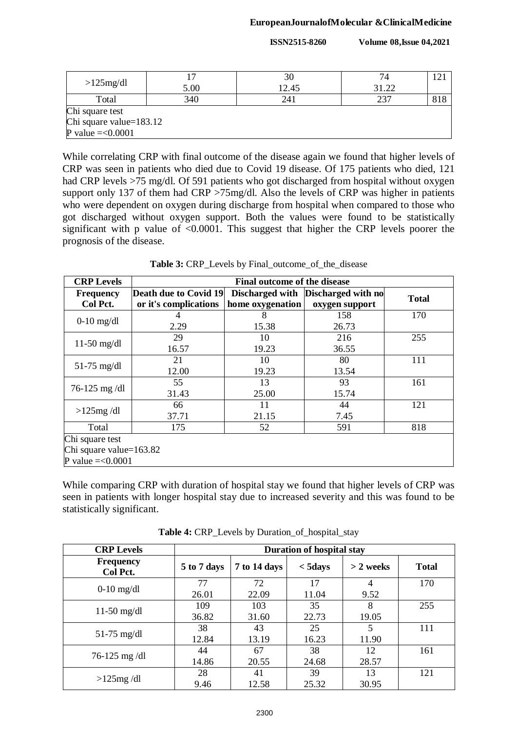| >125mg/dl | 17<br>5.00 | 30<br>12.45 | 74<br>31.22 | 121 |
|---|---|---|---|---|
| Total | 340 | 241 | 237 | 818 |
| Chi square test<br>Chi square value=183.12<br>P value =<0.0001 | | | | |

While correlating CRP with final outcome of the disease again we found that higher levels of CRP was seen in patients who died due to Covid 19 disease. Of 175 patients who died, 121 had CRP levels >75 mg/dl. Of 591 patients who got discharged from hospital without oxygen support only 137 of them had CRP >75mg/dl. Also the levels of CRP was higher in patients who were dependent on oxygen during discharge from hospital when compared to those who got discharged without oxygen support. Both the values were found to be statistically significant with p value of <0.0001. This suggest that higher the CRP levels poorer the prognosis of the disease.

**Table 3:** CRP_Levels by Final_outcome_of_the_disease

| CRP Levels | Final outcome of the disease | | | |
|---|---|---|---|---|
| **Frequency Col Pct.** | **Death due to Covid 19 or it's complications** | **Discharged with home oxygenation** | **Discharged with no oxygen support** | **Total** |
| 0-10 mg/dl | 4<br>2.29 | 8<br>15.38 | 158<br>26.73 | 170 |
| 11-50 mg/dl | 29<br>16.57 | 10<br>19.23 | 216<br>36.55 | 255 |
| 51-75 mg/dl | 21<br>12.00 | 10<br>19.23 | 80<br>13.54 | 111 |
| 76-125 mg /dl | 55<br>31.43 | 13<br>25.00 | 93<br>15.74 | 161 |
| >125mg /dl | 66<br>37.71 | 11<br>21.15 | 44<br>7.45 | 121 |
| Total | 175 | 52 | 591 | 818 |
| Chi square test<br>Chi square value=163.82<br>P value =<0.0001 | | | | |

While comparing CRP with duration of hospital stay we found that higher levels of CRP was seen in patients with longer hospital stay due to increased severity and this was found to be statistically significant.

**Table 4:** CRP_Levels by Duration_of_hospital_stay

| CRP Levels | Duration of hospital stay | | | | |
|---|---|---|---|---|---|
| **Frequency Col Pct.** | **5 to 7 days** | **7 to 14 days** | **< 5days** | **> 2 weeks** | **Total** |
| 0-10 mg/dl | 77<br>26.01 | 72<br>22.09 | 17<br>11.04 | 4<br>9.52 | 170 |
| 11-50 mg/dl | 109<br>36.82 | 103<br>31.60 | 35<br>22.73 | 8<br>19.05 | 255 |
| 51-75 mg/dl | 38<br>12.84 | 43<br>13.19 | 25<br>16.23 | 5<br>11.90 | 111 |
| 76-125 mg /dl | 44<br>14.86 | 67<br>20.55 | 38<br>24.68 | 12<br>28.57 | 161 |
| >125mg /dl | 28<br>9.46 | 41<br>12.58 | 39<br>25.32 | 13<br>30.95 | 121 |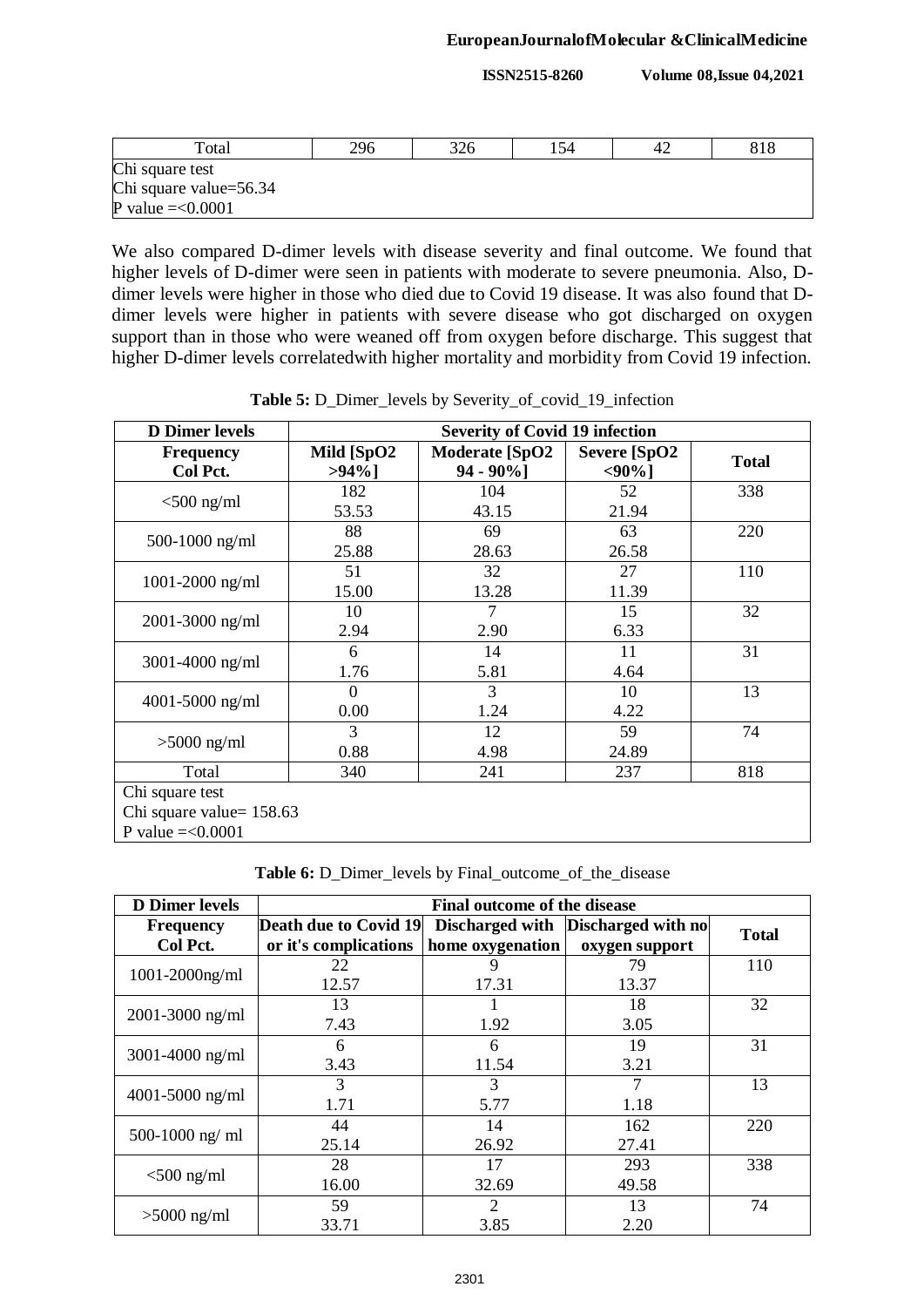| Total | 296 | 326 | 154 | 42 | 818 |
|---|---|---|---|---|---|
| Chi square test<br>Chi square value=56.34<br>P value =<0.0001 | | | | | |

We also compared D-dimer levels with disease severity and final outcome. We found that higher levels of D-dimer were seen in patients with moderate to severe pneumonia. Also, D-dimer levels were higher in those who died due to Covid 19 disease. It was also found that D-dimer levels were higher in patients with severe disease who got discharged on oxygen support than in those who were weaned off from oxygen before discharge. This suggest that higher D-dimer levels correlatedwith higher mortality and morbidity from Covid 19 infection.

**Table 5:** D_Dimer_levels by Severity_of_covid_19_infection

| **D Dimer levels** | **Severity of Covid 19 infection** | | | |
|---|---|---|---|---|
| **Frequency<br>Col Pct.** | **Mild [SpO2 >94%]** | **Moderate [SpO2 94 - 90%]** | **Severe [SpO2 <90%]** | **Total** |
| <500 ng/ml | 182<br>53.53 | 104<br>43.15 | 52<br>21.94 | 338 |
| 500-1000 ng/ml | 88<br>25.88 | 69<br>28.63 | 63<br>26.58 | 220 |
| 1001-2000 ng/ml | 51<br>15.00 | 32<br>13.28 | 27<br>11.39 | 110 |
| 2001-3000 ng/ml | 10<br>2.94 | 7<br>2.90 | 15<br>6.33 | 32 |
| 3001-4000 ng/ml | 6<br>1.76 | 14<br>5.81 | 11<br>4.64 | 31 |
| 4001-5000 ng/ml | 0<br>0.00 | 3<br>1.24 | 10<br>4.22 | 13 |
| >5000 ng/ml | 3<br>0.88 | 12<br>4.98 | 59<br>24.89 | 74 |
| Total | 340 | 241 | 237 | 818 |
| Chi square test<br>Chi square value= 158.63<br>P value =<0.0001 | | | | |

**Table 6:** D_Dimer_levels by Final_outcome_of_the_disease

| **D Dimer levels** | **Final outcome of the disease** | | | |
|---|---|---|---|---|
| **Frequency<br>Col Pct.** | **Death due to Covid 19 or it's complications** | **Discharged with home oxygenation** | **Discharged with no oxygen support** | **Total** |
| 1001-2000ng/ml | 22<br>12.57 | 9<br>17.31 | 79<br>13.37 | 110 |
| 2001-3000 ng/ml | 13<br>7.43 | 1<br>1.92 | 18<br>3.05 | 32 |
| 3001-4000 ng/ml | 6<br>3.43 | 6<br>11.54 | 19<br>3.21 | 31 |
| 4001-5000 ng/ml | 3<br>1.71 | 3<br>5.77 | 7<br>1.18 | 13 |
| 500-1000 ng/ ml | 44<br>25.14 | 14<br>26.92 | 162<br>27.41 | 220 |
| <500 ng/ml | 28<br>16.00 | 17<br>32.69 | 293<br>49.58 | 338 |
| >5000 ng/ml | 59<br>33.71 | 2<br>3.85 | 13<br>2.20 | 74 |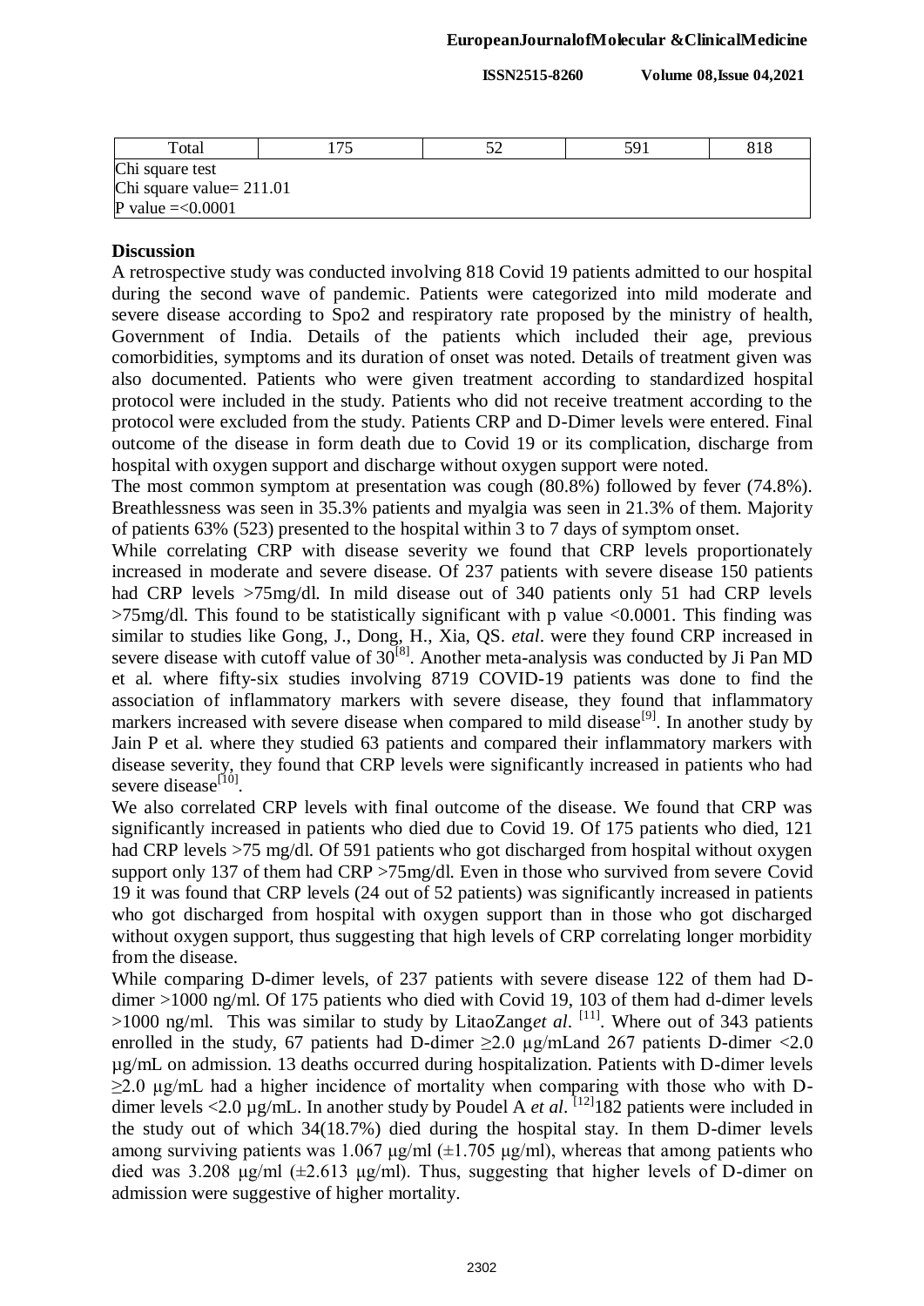| Total | 175 | 52 | 591 | 818 |
|---|---|---|---|---|
| Chi square test<br>Chi square value= 211.01<br>P value =<0.0001 | | | | |

**Discussion**

A retrospective study was conducted involving 818 Covid 19 patients admitted to our hospital during the second wave of pandemic. Patients were categorized into mild moderate and severe disease according to Spo2 and respiratory rate proposed by the ministry of health, Government of India. Details of the patients which included their age, previous comorbidities, symptoms and its duration of onset was noted. Details of treatment given was also documented. Patients who were given treatment according to standardized hospital protocol were included in the study. Patients who did not receive treatment according to the protocol were excluded from the study. Patients CRP and D-Dimer levels were entered. Final outcome of the disease in form death due to Covid 19 or its complication, discharge from hospital with oxygen support and discharge without oxygen support were noted.

The most common symptom at presentation was cough (80.8%) followed by fever (74.8%). Breathlessness was seen in 35.3% patients and myalgia was seen in 21.3% of them. Majority of patients 63% (523) presented to the hospital within 3 to 7 days of symptom onset.

While correlating CRP with disease severity we found that CRP levels proportionately increased in moderate and severe disease. Of 237 patients with severe disease 150 patients had CRP levels >75mg/dl. In mild disease out of 340 patients only 51 had CRP levels >75mg/dl. This found to be statistically significant with p value <0.0001. This finding was similar to studies like Gong, J., Dong, H., Xia, QS. *etal*. were they found CRP increased in severe disease with cutoff value of 30[8]. Another meta-analysis was conducted by Ji Pan MD et al. where fifty-six studies involving 8719 COVID-19 patients was done to find the association of inflammatory markers with severe disease, they found that inflammatory markers increased with severe disease when compared to mild disease[9]. In another study by Jain P et al. where they studied 63 patients and compared their inflammatory markers with disease severity, they found that CRP levels were significantly increased in patients who had severe disease[10].

We also correlated CRP levels with final outcome of the disease. We found that CRP was significantly increased in patients who died due to Covid 19. Of 175 patients who died, 121 had CRP levels >75 mg/dl. Of 591 patients who got discharged from hospital without oxygen support only 137 of them had CRP >75mg/dl. Even in those who survived from severe Covid 19 it was found that CRP levels (24 out of 52 patients) was significantly increased in patients who got discharged from hospital with oxygen support than in those who got discharged without oxygen support, thus suggesting that high levels of CRP correlating longer morbidity from the disease.

While comparing D-dimer levels, of 237 patients with severe disease 122 of them had D-dimer >1000 ng/ml. Of 175 patients who died with Covid 19, 103 of them had d-dimer levels >1000 ng/ml. This was similar to study by LitaoZang*et al*. [11]. Where out of 343 patients enrolled in the study, 67 patients had D-dimer ≥2.0 µg/mLand 267 patients D-dimer <2.0 µg/mL on admission. 13 deaths occurred during hospitalization. Patients with D-dimer levels ≥2.0 µg/mL had a higher incidence of mortality when comparing with those who with D-dimer levels <2.0 µg/mL. In another study by Poudel A *et al*. [12]182 patients were included in the study out of which 34(18.7%) died during the hospital stay. In them D-dimer levels among surviving patients was 1.067 µg/ml (±1.705 µg/ml), whereas that among patients who died was 3.208 µg/ml (±2.613 µg/ml). Thus, suggesting that higher levels of D-dimer on admission were suggestive of higher mortality.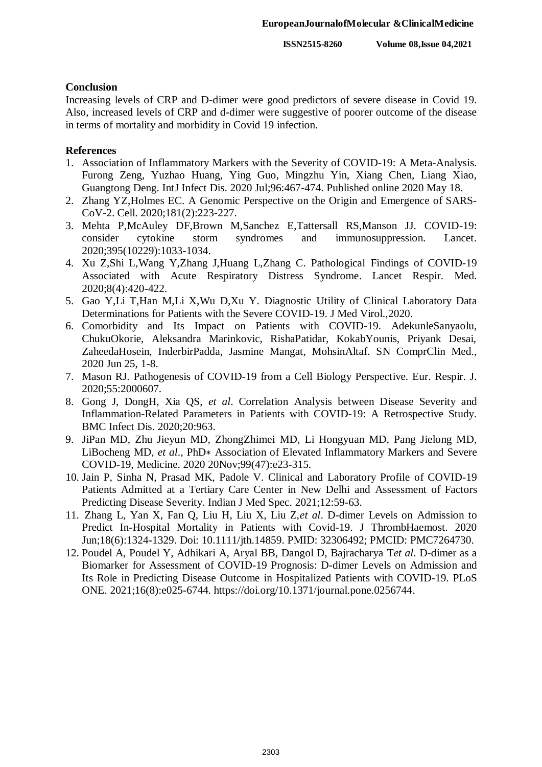## Conclusion

Increasing levels of CRP and D-dimer were good predictors of severe disease in Covid 19. Also, increased levels of CRP and d-dimer were suggestive of poorer outcome of the disease in terms of mortality and morbidity in Covid 19 infection.

## References

1. Association of Inflammatory Markers with the Severity of COVID-19: A Meta-Analysis. Furong Zeng, Yuzhao Huang, Ying Guo, Mingzhu Yin, Xiang Chen, Liang Xiao, Guangtong Deng. IntJ Infect Dis. 2020 Jul;96:467-474. Published online 2020 May 18.
2. Zhang YZ,Holmes EC. A Genomic Perspective on the Origin and Emergence of SARS-CoV-2. Cell. 2020;181(2):223-227.
3. Mehta P,McAuley DF,Brown M,Sanchez E,Tattersall RS,Manson JJ. COVID-19: consider cytokine storm syndromes and immunosuppression. Lancet. 2020;395(10229):1033-1034.
4. Xu Z,Shi L,Wang Y,Zhang J,Huang L,Zhang C. Pathological Findings of COVID-19 Associated with Acute Respiratory Distress Syndrome. Lancet Respir. Med. 2020;8(4):420-422.
5. Gao Y,Li T,Han M,Li X,Wu D,Xu Y. Diagnostic Utility of Clinical Laboratory Data Determinations for Patients with the Severe COVID-19. J Med Virol.,2020.
6. Comorbidity and Its Impact on Patients with COVID-19. AdekunleSanyaolu, ChukuOkorie, Aleksandra Marinkovic, RishaPatidar, KokabYounis, Priyank Desai, ZaheedaHosein, InderbirPadda, Jasmine Mangat, MohsinAltaf. SN ComprClin Med., 2020 Jun 25, 1-8.
7. Mason RJ. Pathogenesis of COVID-19 from a Cell Biology Perspective. Eur. Respir. J. 2020;55:2000607.
8. Gong J, DongH, Xia QS, *et al*. Correlation Analysis between Disease Severity and Inflammation-Related Parameters in Patients with COVID-19: A Retrospective Study. BMC Infect Dis. 2020;20:963.
9. JiPan MD, Zhu Jieyun MD, ZhongZhimei MD, Li Hongyuan MD, Pang Jielong MD, LiBocheng MD, *et al*., PhD∗ Association of Elevated Inflammatory Markers and Severe COVID-19, Medicine. 2020 20Nov;99(47):e23-315.
10. Jain P, Sinha N, Prasad MK, Padole V. Clinical and Laboratory Profile of COVID-19 Patients Admitted at a Tertiary Care Center in New Delhi and Assessment of Factors Predicting Disease Severity. Indian J Med Spec. 2021;12:59-63.
11. Zhang L, Yan X, Fan Q, Liu H, Liu X, Liu Z,*et al*. D-dimer Levels on Admission to Predict In-Hospital Mortality in Patients with Covid-19. J ThrombHaemost. 2020 Jun;18(6):1324-1329. Doi: 10.1111/jth.14859. PMID: 32306492; PMCID: PMC7264730.
12. Poudel A, Poudel Y, Adhikari A, Aryal BB, Dangol D, Bajracharya T*et al*. D-dimer as a Biomarker for Assessment of COVID-19 Prognosis: D-dimer Levels on Admission and Its Role in Predicting Disease Outcome in Hospitalized Patients with COVID-19. PLoS ONE. 2021;16(8):e025-6744. https://doi.org/10.1371/journal.pone.0256744.